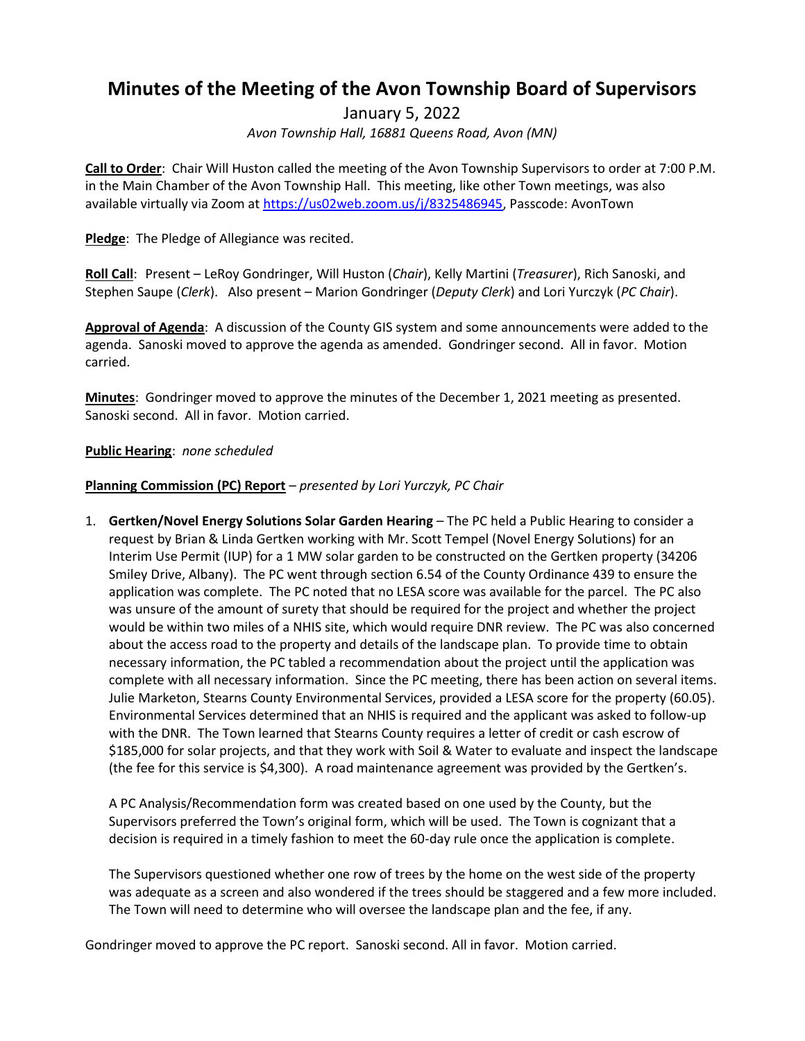# Minutes of the Meeting of the Avon Township Board of Supervisors

January 5, 2022

*Avon Township Hall, 16881 Queens Road, Avon (MN)*

**Call to Order**: Chair Will Huston called the meeting of the Avon Township Supervisors to order at 7:00 P.M. in the Main Chamber of the Avon Township Hall. This meeting, like other Town meetings, was also available virtually via Zoom at https://us02web.zoom.us/j/8325486945, Passcode: AvonTown

**Pledge**: The Pledge of Allegiance was recited.

**Roll Call**: Present – LeRoy Gondringer, Will Huston (*Chair*), Kelly Martini (*Treasurer*), Rich Sanoski, and Stephen Saupe (*Clerk*). Also present – Marion Gondringer (*Deputy Clerk*) and Lori Yurczyk (*PC Chair*).

**Approval of Agenda**: A discussion of the County GIS system and some announcements were added to the agenda. Sanoski moved to approve the agenda as amended. Gondringer second. All in favor. Motion carried.

**Minutes**: Gondringer moved to approve the minutes of the December 1, 2021 meeting as presented. Sanoski second. All in favor. Motion carried.

**Public Hearing**: *none scheduled*

**Planning Commission (PC) Report** – *presented by Lori Yurczyk, PC Chair*

1. **Gertken/Novel Energy Solutions Solar Garden Hearing** – The PC held a Public Hearing to consider a request by Brian & Linda Gertken working with Mr. Scott Tempel (Novel Energy Solutions) for an Interim Use Permit (IUP) for a 1 MW solar garden to be constructed on the Gertken property (34206 Smiley Drive, Albany). The PC went through section 6.54 of the County Ordinance 439 to ensure the application was complete. The PC noted that no LESA score was available for the parcel. The PC also was unsure of the amount of surety that should be required for the project and whether the project would be within two miles of a NHIS site, which would require DNR review. The PC was also concerned about the access road to the property and details of the landscape plan. To provide time to obtain necessary information, the PC tabled a recommendation about the project until the application was complete with all necessary information. Since the PC meeting, there has been action on several items. Julie Marketon, Stearns County Environmental Services, provided a LESA score for the property (60.05). Environmental Services determined that an NHIS is required and the applicant was asked to follow-up with the DNR. The Town learned that Stearns County requires a letter of credit or cash escrow of $185,000 for solar projects, and that they work with Soil & Water to evaluate and inspect the landscape (the fee for this service is $4,300). A road maintenance agreement was provided by the Gertken's.

   A PC Analysis/Recommendation form was created based on one used by the County, but the Supervisors preferred the Town's original form, which will be used. The Town is cognizant that a decision is required in a timely fashion to meet the 60-day rule once the application is complete.

   The Supervisors questioned whether one row of trees by the home on the west side of the property was adequate as a screen and also wondered if the trees should be staggered and a few more included. The Town will need to determine who will oversee the landscape plan and the fee, if any.

Gondringer moved to approve the PC report. Sanoski second. All in favor. Motion carried.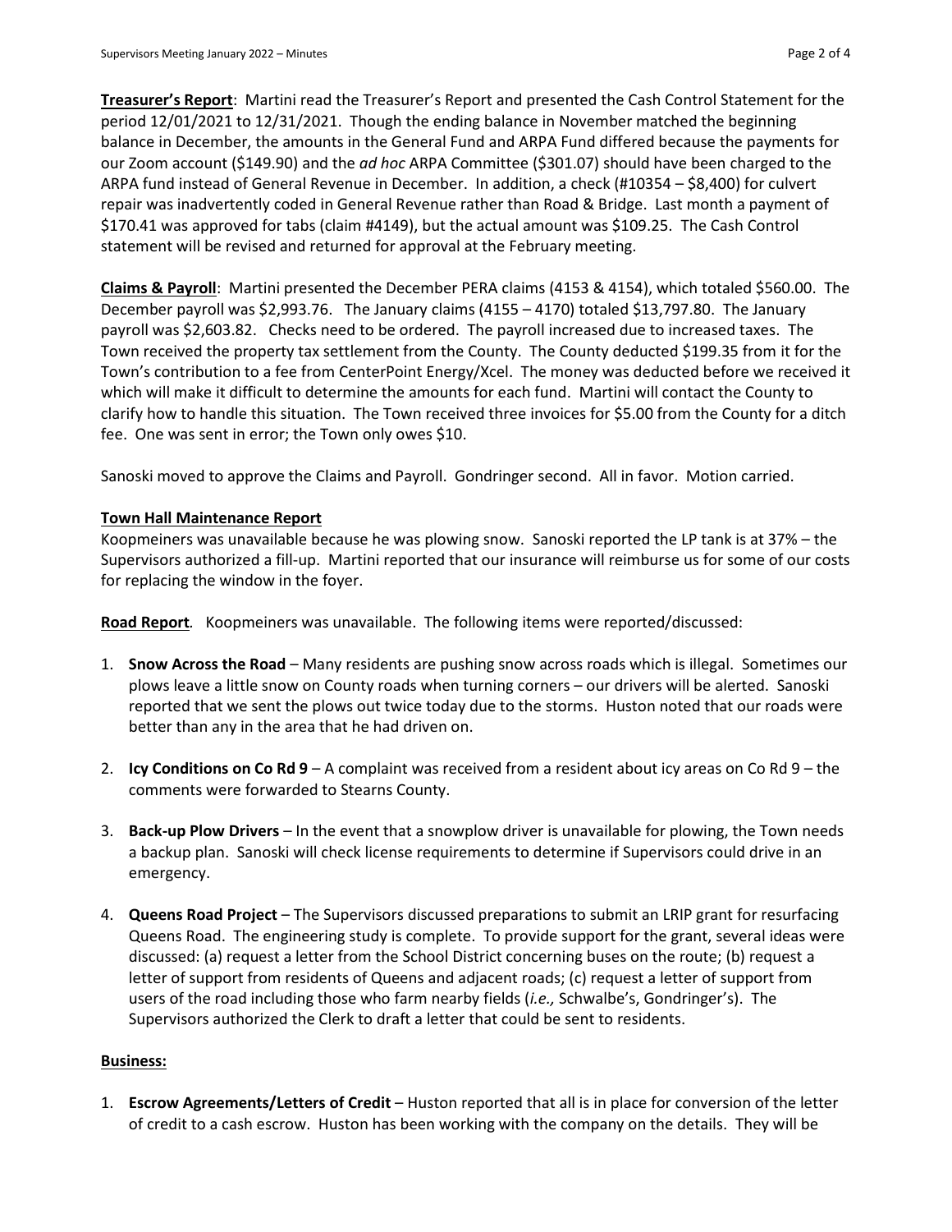**Treasurer's Report**: Martini read the Treasurer's Report and presented the Cash Control Statement for the period 12/01/2021 to 12/31/2021. Though the ending balance in November matched the beginning balance in December, the amounts in the General Fund and ARPA Fund differed because the payments for our Zoom account ($149.90) and the *ad hoc* ARPA Committee ($301.07) should have been charged to the ARPA fund instead of General Revenue in December. In addition, a check (#10354 – $8,400) for culvert repair was inadvertently coded in General Revenue rather than Road & Bridge. Last month a payment of $170.41 was approved for tabs (claim #4149), but the actual amount was $109.25. The Cash Control statement will be revised and returned for approval at the February meeting.

**Claims & Payroll**: Martini presented the December PERA claims (4153 & 4154), which totaled $560.00. The December payroll was $2,993.76. The January claims (4155 – 4170) totaled $13,797.80. The January payroll was $2,603.82. Checks need to be ordered. The payroll increased due to increased taxes. The Town received the property tax settlement from the County. The County deducted $199.35 from it for the Town's contribution to a fee from CenterPoint Energy/Xcel. The money was deducted before we received it which will make it difficult to determine the amounts for each fund. Martini will contact the County to clarify how to handle this situation. The Town received three invoices for $5.00 from the County for a ditch fee. One was sent in error; the Town only owes $10.

Sanoski moved to approve the Claims and Payroll. Gondringer second. All in favor. Motion carried.

**Town Hall Maintenance Report**

Koopmeiners was unavailable because he was plowing snow. Sanoski reported the LP tank is at 37% – the Supervisors authorized a fill-up. Martini reported that our insurance will reimburse us for some of our costs for replacing the window in the foyer.

**Road Report**. Koopmeiners was unavailable. The following items were reported/discussed:

1. **Snow Across the Road** – Many residents are pushing snow across roads which is illegal. Sometimes our plows leave a little snow on County roads when turning corners – our drivers will be alerted. Sanoski reported that we sent the plows out twice today due to the storms. Huston noted that our roads were better than any in the area that he had driven on.

2. **Icy Conditions on Co Rd 9** – A complaint was received from a resident about icy areas on Co Rd 9 – the comments were forwarded to Stearns County.

3. **Back-up Plow Drivers** – In the event that a snowplow driver is unavailable for plowing, the Town needs a backup plan. Sanoski will check license requirements to determine if Supervisors could drive in an emergency.

4. **Queens Road Project** – The Supervisors discussed preparations to submit an LRIP grant for resurfacing Queens Road. The engineering study is complete. To provide support for the grant, several ideas were discussed: (a) request a letter from the School District concerning buses on the route; (b) request a letter of support from residents of Queens and adjacent roads; (c) request a letter of support from users of the road including those who farm nearby fields (*i.e.,* Schwalbe's, Gondringer's). The Supervisors authorized the Clerk to draft a letter that could be sent to residents.

**Business:**

1. **Escrow Agreements/Letters of Credit** – Huston reported that all is in place for conversion of the letter of credit to a cash escrow. Huston has been working with the company on the details. They will be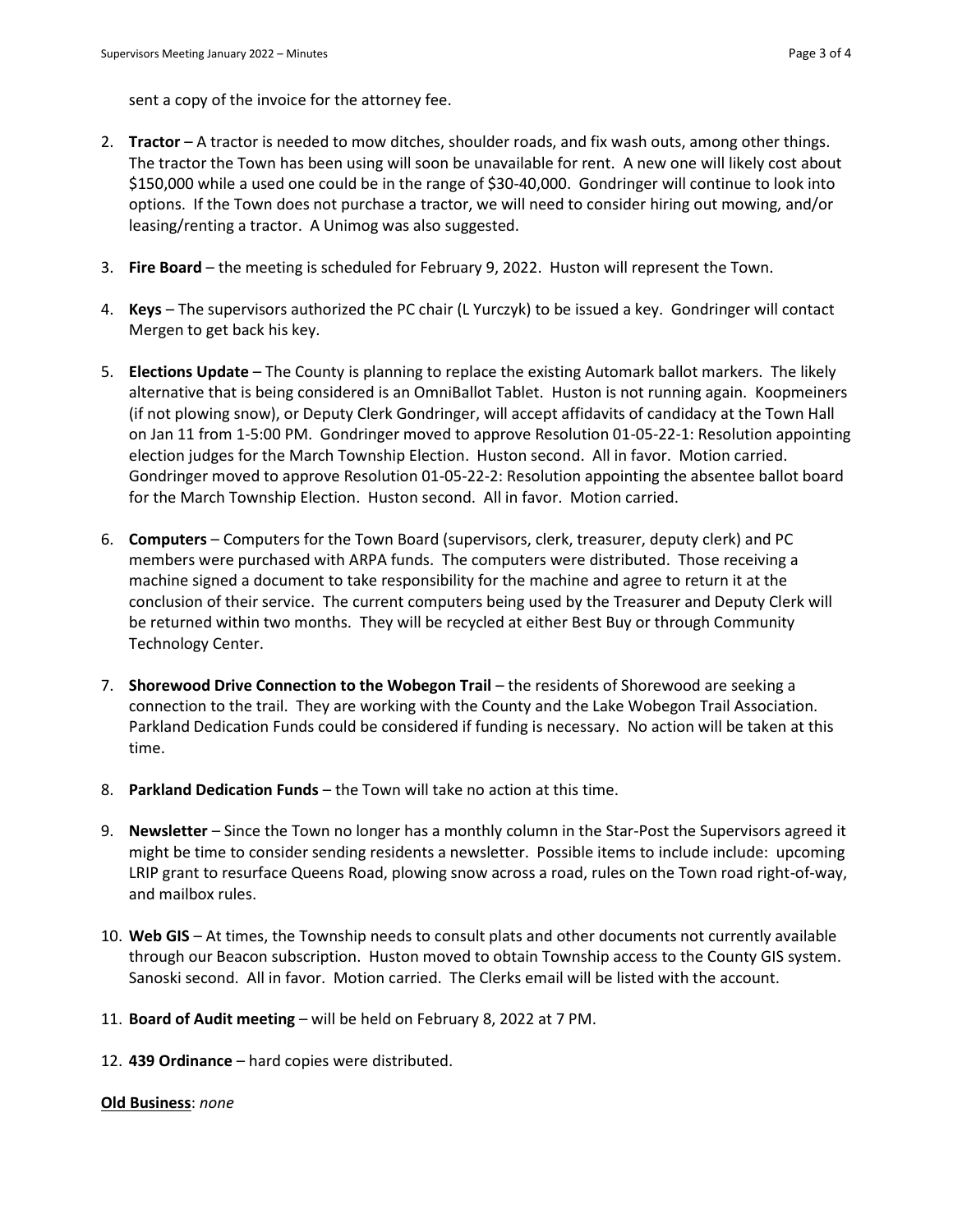sent a copy of the invoice for the attorney fee.

2. **Tractor** – A tractor is needed to mow ditches, shoulder roads, and fix wash outs, among other things. The tractor the Town has been using will soon be unavailable for rent. A new one will likely cost about $150,000 while a used one could be in the range of $30-40,000. Gondringer will continue to look into options. If the Town does not purchase a tractor, we will need to consider hiring out mowing, and/or leasing/renting a tractor. A Unimog was also suggested.

3. **Fire Board** – the meeting is scheduled for February 9, 2022. Huston will represent the Town.

4. **Keys** – The supervisors authorized the PC chair (L Yurczyk) to be issued a key. Gondringer will contact Mergen to get back his key.

5. **Elections Update** – The County is planning to replace the existing Automark ballot markers. The likely alternative that is being considered is an OmniBallot Tablet. Huston is not running again. Koopmeiners (if not plowing snow), or Deputy Clerk Gondringer, will accept affidavits of candidacy at the Town Hall on Jan 11 from 1-5:00 PM. Gondringer moved to approve Resolution 01-05-22-1: Resolution appointing election judges for the March Township Election. Huston second. All in favor. Motion carried. Gondringer moved to approve Resolution 01-05-22-2: Resolution appointing the absentee ballot board for the March Township Election. Huston second. All in favor. Motion carried.

6. **Computers** – Computers for the Town Board (supervisors, clerk, treasurer, deputy clerk) and PC members were purchased with ARPA funds. The computers were distributed. Those receiving a machine signed a document to take responsibility for the machine and agree to return it at the conclusion of their service. The current computers being used by the Treasurer and Deputy Clerk will be returned within two months. They will be recycled at either Best Buy or through Community Technology Center.

7. **Shorewood Drive Connection to the Wobegon Trail** – the residents of Shorewood are seeking a connection to the trail. They are working with the County and the Lake Wobegon Trail Association. Parkland Dedication Funds could be considered if funding is necessary. No action will be taken at this time.

8. **Parkland Dedication Funds** – the Town will take no action at this time.

9. **Newsletter** – Since the Town no longer has a monthly column in the Star-Post the Supervisors agreed it might be time to consider sending residents a newsletter. Possible items to include include: upcoming LRIP grant to resurface Queens Road, plowing snow across a road, rules on the Town road right-of-way, and mailbox rules.

10. **Web GIS** – At times, the Township needs to consult plats and other documents not currently available through our Beacon subscription. Huston moved to obtain Township access to the County GIS system. Sanoski second. All in favor. Motion carried. The Clerks email will be listed with the account.

11. **Board of Audit meeting** – will be held on February 8, 2022 at 7 PM.

12. **439 Ordinance** – hard copies were distributed.

**Old Business**: *none*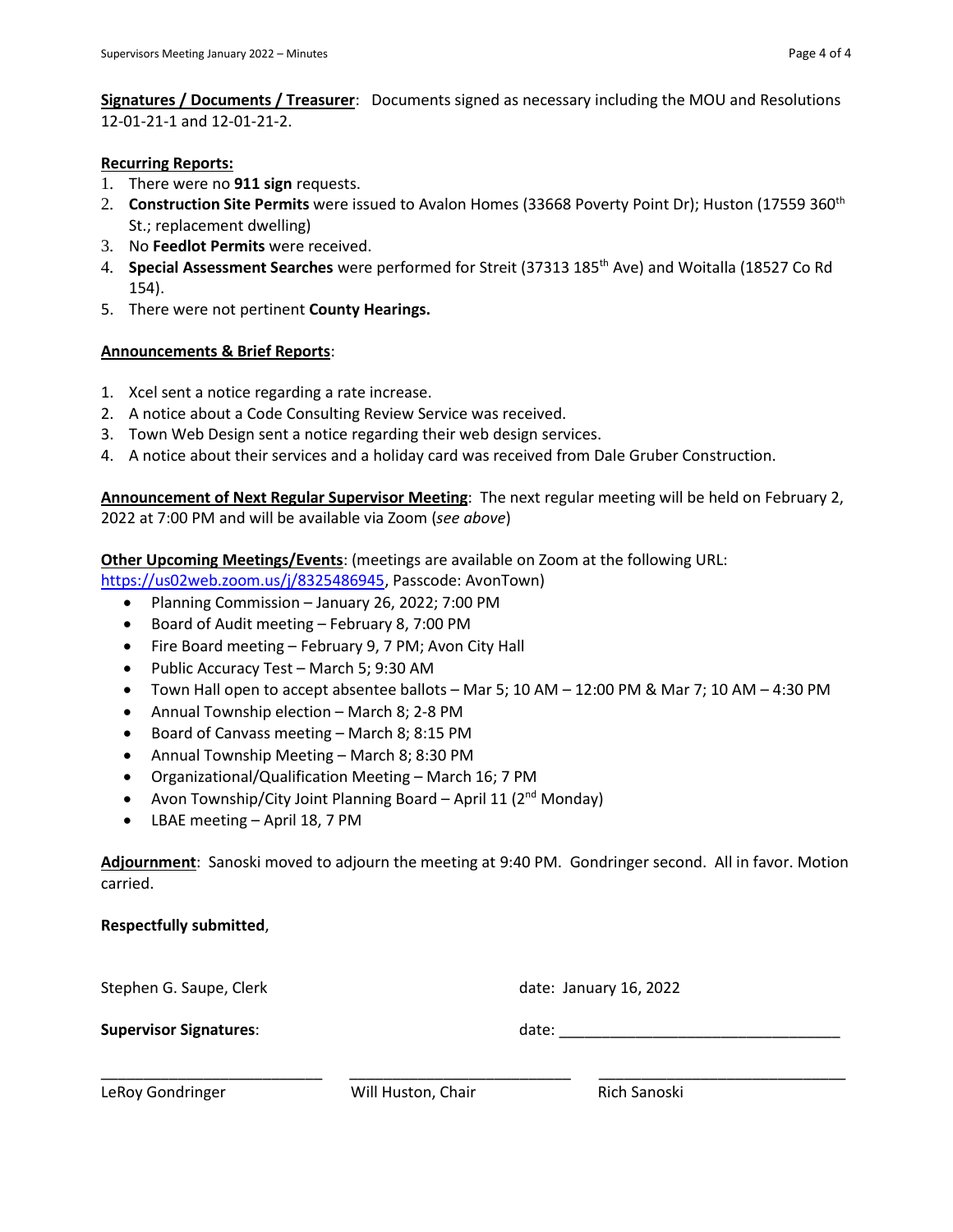**Signatures / Documents / Treasurer**: Documents signed as necessary including the MOU and Resolutions 12-01-21-1 and 12-01-21-2.

**Recurring Reports:**

1. There were no **911 sign** requests.
2. **Construction Site Permits** were issued to Avalon Homes (33668 Poverty Point Dr); Huston (17559 360th St.; replacement dwelling)
3. No **Feedlot Permits** were received.
4. **Special Assessment Searches** were performed for Streit (37313 185th Ave) and Woitalla (18527 Co Rd 154).
5. There were not pertinent **County Hearings.**

**Announcements & Brief Reports**:

1. Xcel sent a notice regarding a rate increase.
2. A notice about a Code Consulting Review Service was received.
3. Town Web Design sent a notice regarding their web design services.
4. A notice about their services and a holiday card was received from Dale Gruber Construction.

**Announcement of Next Regular Supervisor Meeting**: The next regular meeting will be held on February 2, 2022 at 7:00 PM and will be available via Zoom (*see above*)

**Other Upcoming Meetings/Events**: (meetings are available on Zoom at the following URL: https://us02web.zoom.us/j/8325486945, Passcode: AvonTown)

- Planning Commission – January 26, 2022; 7:00 PM
- Board of Audit meeting – February 8, 7:00 PM
- Fire Board meeting – February 9, 7 PM; Avon City Hall
- Public Accuracy Test – March 5; 9:30 AM
- Town Hall open to accept absentee ballots – Mar 5; 10 AM – 12:00 PM & Mar 7; 10 AM – 4:30 PM
- Annual Township election – March 8; 2-8 PM
- Board of Canvass meeting – March 8; 8:15 PM
- Annual Township Meeting – March 8; 8:30 PM
- Organizational/Qualification Meeting – March 16; 7 PM
- Avon Township/City Joint Planning Board – April 11 (2nd Monday)
- LBAE meeting – April 18, 7 PM

**Adjournment**: Sanoski moved to adjourn the meeting at 9:40 PM. Gondringer second. All in favor. Motion carried.

**Respectfully submitted**,

Stephen G. Saupe, Clerk date: January 16, 2022

**Supervisor Signatures**: date: ________________________________

__________________________ __________________________ ____________________________

LeRoy Gondringer Will Huston, Chair Rich Sanoski